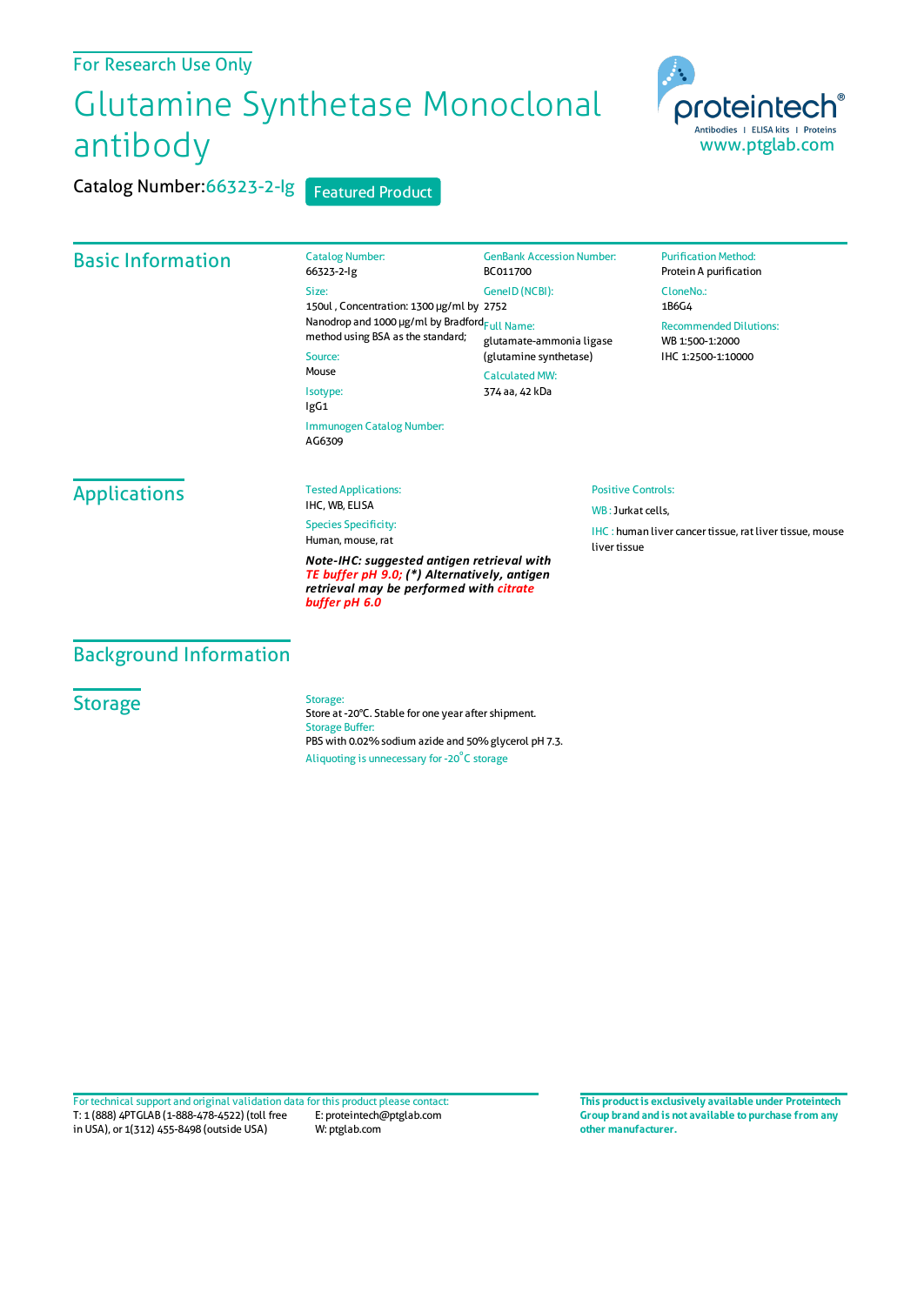For Research Use Only

# Glutamine Synthetase Monoclonal antibody

Catalog Number:66323-2-Ig

Featured Product

proteintech® Antibodies | ELISA kits | Proteins www.ptglab.com

## Basic Information

Catalog Number:
66323-2-Ig

Size:
150ul , Concentration: 1300 μg/ml by Nanodrop and 1000 μg/ml by Bradford method using BSA as the standard;

Source:
Mouse

Isotype:
IgG1

Immunogen Catalog Number:
AG6309

GenBank Accession Number:
BC011700

GeneID (NCBI):
2752

Full Name:
glutamate-ammonia ligase (glutamine synthetase)

Calculated MW:
374 aa, 42 kDa

Purification Method:
Protein A purification

CloneNo.:
1B6G4

Recommended Dilutions:
WB 1:500-1:2000
IHC 1:2500-1:10000

## Applications

Tested Applications:
IHC, WB, ELISA

Species Specificity:
Human, mouse, rat

***Note-IHC: suggested antigen retrieval with TE buffer pH 9.0; (\*) Alternatively, antigen retrieval may be performed with citrate buffer pH 6.0***

Positive Controls:

WB : Jurkat cells,

IHC : human liver cancer tissue, rat liver tissue, mouse liver tissue

## Background Information

## Storage

Storage:
Store at -20°C. Stable for one year after shipment.

Storage Buffer:
PBS with 0.02% sodium azide and 50% glycerol pH 7.3.

Aliquoting is unnecessary for -20°C storage

For technical support and original validation data for this product please contact:
T: 1 (888) 4PTGLAB (1-888-478-4522) (toll free in USA), or 1(312) 455-8498 (outside USA)
E: proteintech@ptglab.com
W: ptglab.com

**This product is exclusively available under Proteintech Group brand and is not available to purchase from any other manufacturer.**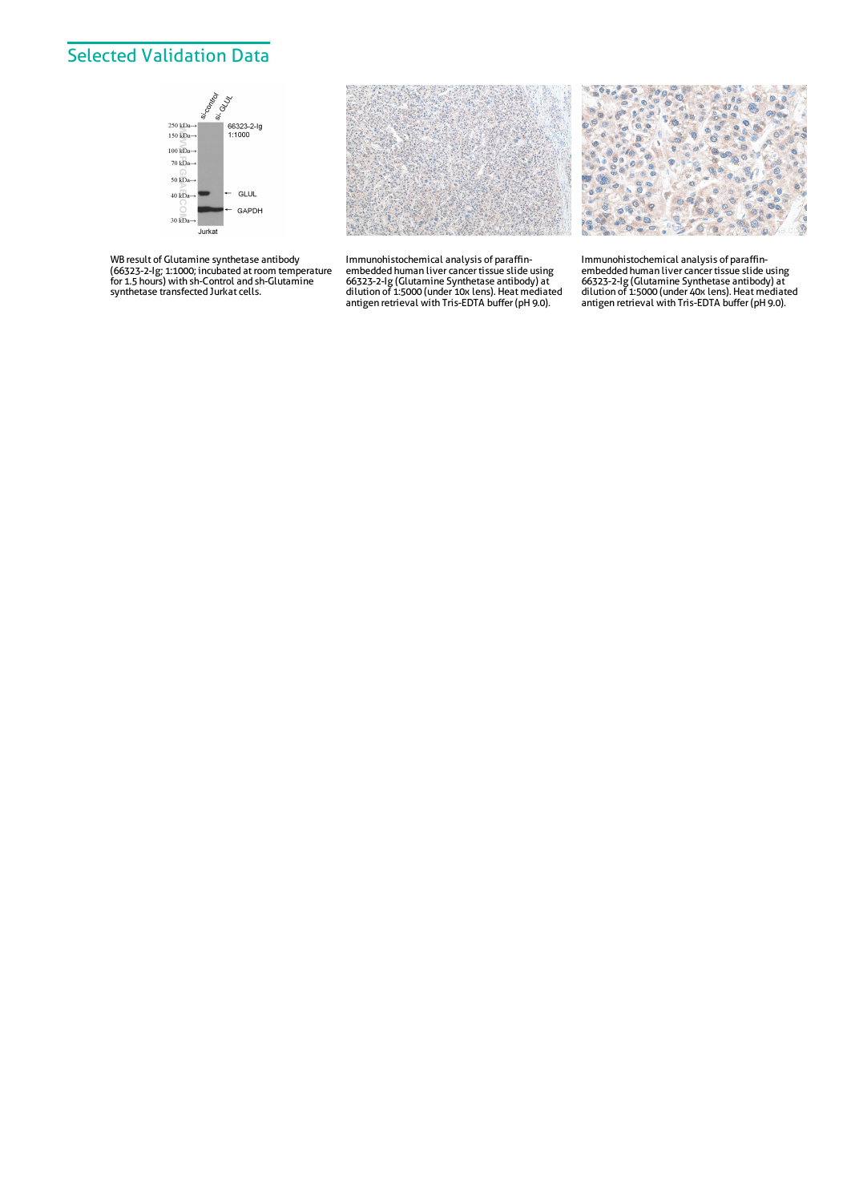## Selected Validation Data

si-control
si-GLUL
250 kDa→
150 kDa→
100 kDa→
70 kDa→
50 kDa→
40 kDa→
30 kDa→
66323-2-Ig
1:1000
← GLUL
← GAPDH
Jurkat

WB result of Glutamine synthetase antibody (66323-2-Ig; 1:1000; incubated at room temperature for 1.5 hours) with sh-Control and sh-Glutamine synthetase transfected Jurkat cells.

Immunohistochemical analysis of paraffin-embedded human liver cancer tissue slide using 66323-2-Ig (Glutamine Synthetase antibody) at dilution of 1:5000 (under 10x lens). Heat mediated antigen retrieval with Tris-EDTA buffer (pH 9.0).

Immunohistochemical analysis of paraffin-embedded human liver cancer tissue slide using 66323-2-Ig (Glutamine Synthetase antibody) at dilution of 1:5000 (under 40x lens). Heat mediated antigen retrieval with Tris-EDTA buffer (pH 9.0).